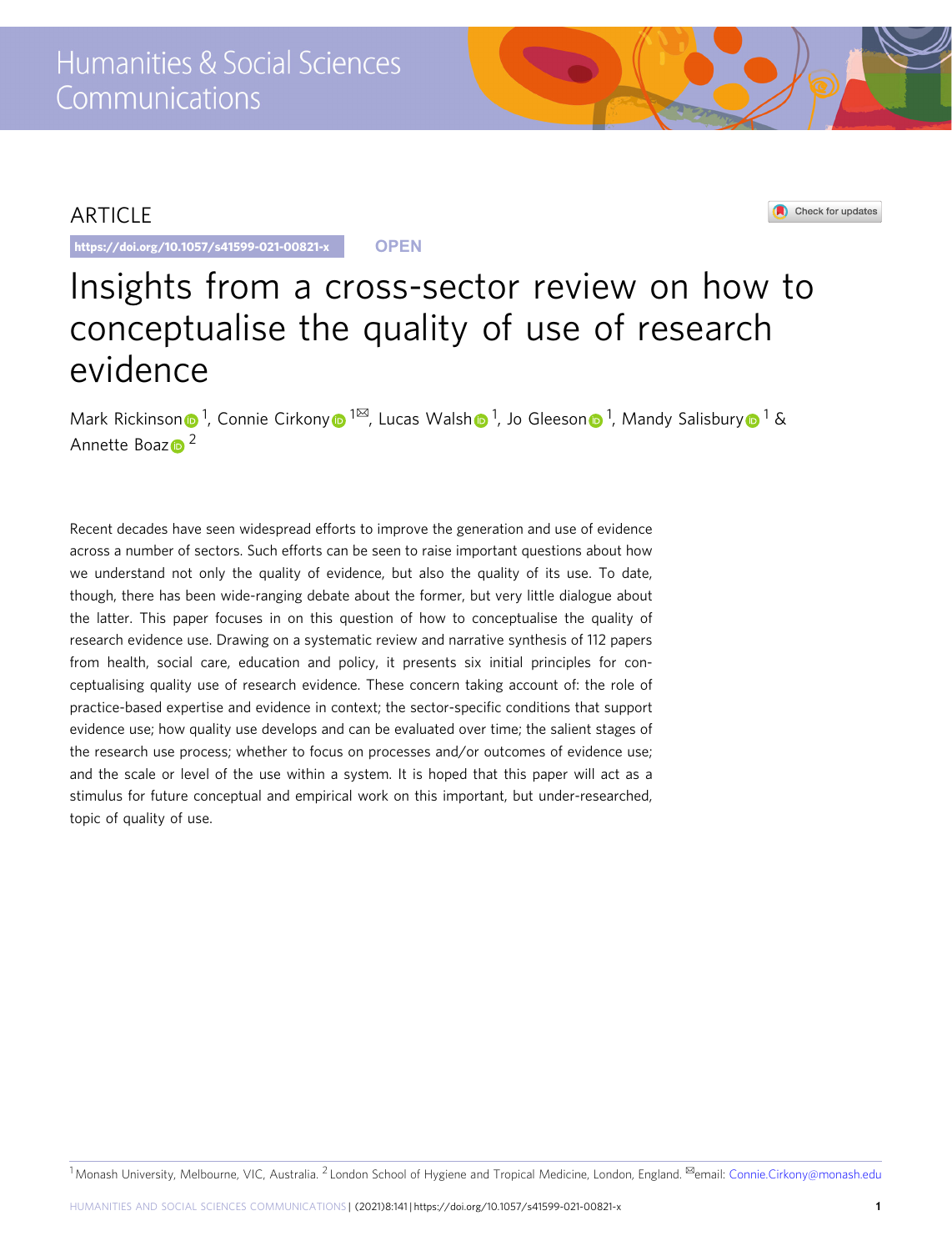ARTICLE

https://doi.org/10.1057/s41599-021-00821-x OPEN

# Insights from a cross-sector review on how to conceptualise the quality of use of research evidence

Mark Rickinson [1], Connie Cirkony [1✉], Lucas Walsh [1], Jo Gleeson [1], Mandy Salisbury [1] & Annette Boaz [2]

Recent decades have seen widespread efforts to improve the generation and use of evidence across a number of sectors. Such efforts can be seen to raise important questions about how we understand not only the quality of evidence, but also the quality of its use. To date, though, there has been wide-ranging debate about the former, but very little dialogue about the latter. This paper focuses in on this question of how to conceptualise the quality of research evidence use. Drawing on a systematic review and narrative synthesis of 112 papers from health, social care, education and policy, it presents six initial principles for conceptualising quality use of research evidence. These concern taking account of: the role of practice-based expertise and evidence in context; the sector-specific conditions that support evidence use; how quality use develops and can be evaluated over time; the salient stages of the research use process; whether to focus on processes and/or outcomes of evidence use; and the scale or level of the use within a system. It is hoped that this paper will act as a stimulus for future conceptual and empirical work on this important, but under-researched, topic of quality of use.

[1] Monash University, Melbourne, VIC, Australia. [2] London School of Hygiene and Tropical Medicine, London, England. ✉email: Connie.Cirkony@monash.edu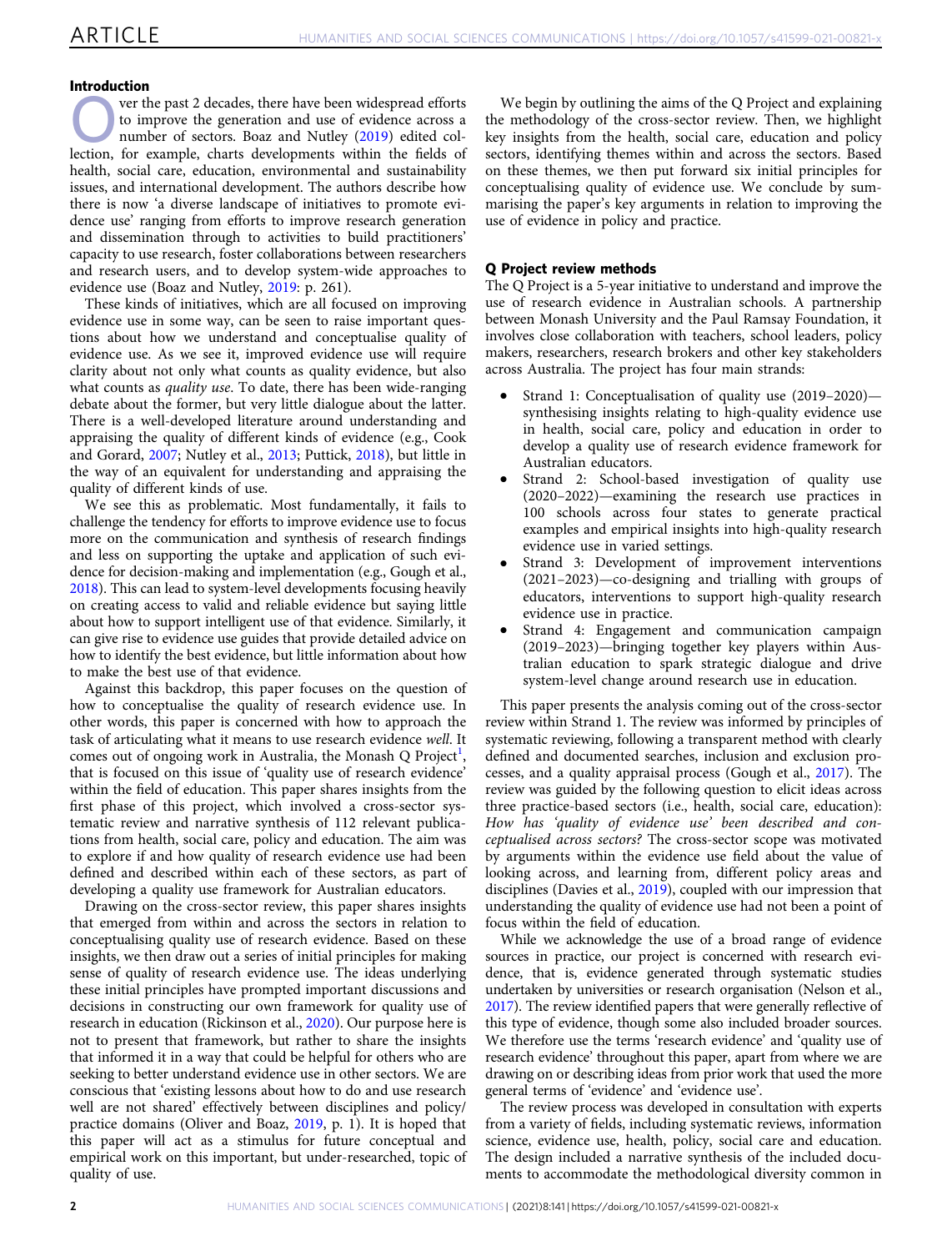## Introduction

Over the past 2 decades, there have been widespread efforts to improve the generation and use of evidence across a number of sectors. Boaz and Nutley (2019) edited collection, for example, charts developments within the fields of health, social care, education, environmental and sustainability issues, and international development. The authors describe how there is now 'a diverse landscape of initiatives to promote evidence use' ranging from efforts to improve research generation and dissemination through to activities to build practitioners' capacity to use research, foster collaborations between researchers and research users, and to develop system-wide approaches to evidence use (Boaz and Nutley, 2019: p. 261).

These kinds of initiatives, which are all focused on improving evidence use in some way, can be seen to raise important questions about how we understand and conceptualise quality of evidence use. As we see it, improved evidence use will require clarity about not only what counts as quality evidence, but also what counts as *quality use*. To date, there has been wide-ranging debate about the former, but very little dialogue about the latter. There is a well-developed literature around understanding and appraising the quality of different kinds of evidence (e.g., Cook and Gorard, 2007; Nutley et al., 2013; Puttick, 2018), but little in the way of an equivalent for understanding and appraising the quality of different kinds of use.

We see this as problematic. Most fundamentally, it fails to challenge the tendency for efforts to improve evidence use to focus more on the communication and synthesis of research findings and less on supporting the uptake and application of such evidence for decision-making and implementation (e.g., Gough et al., 2018). This can lead to system-level developments focusing heavily on creating access to valid and reliable evidence but saying little about how to support intelligent use of that evidence. Similarly, it can give rise to evidence use guides that provide detailed advice on how to identify the best evidence, but little information about how to make the best use of that evidence.

Against this backdrop, this paper focuses on the question of how to conceptualise the quality of research evidence use. In other words, this paper is concerned with how to approach the task of articulating what it means to use research evidence *well*. It comes out of ongoing work in Australia, the Monash Q Project[1], that is focused on this issue of 'quality use of research evidence' within the field of education. This paper shares insights from the first phase of this project, which involved a cross-sector systematic review and narrative synthesis of 112 relevant publications from health, social care, policy and education. The aim was to explore if and how quality of research evidence use had been defined and described within each of these sectors, as part of developing a quality use framework for Australian educators.

Drawing on the cross-sector review, this paper shares insights that emerged from within and across the sectors in relation to conceptualising quality use of research evidence. Based on these insights, we then draw out a series of initial principles for making sense of quality of research evidence use. The ideas underlying these initial principles have prompted important discussions and decisions in constructing our own framework for quality use of research in education (Rickinson et al., 2020). Our purpose here is not to present that framework, but rather to share the insights that informed it in a way that could be helpful for others who are seeking to better understand evidence use in other sectors. We are conscious that 'existing lessons about how to do and use research well are not shared' effectively between disciplines and policy/practice domains (Oliver and Boaz, 2019, p. 1). It is hoped that this paper will act as a stimulus for future conceptual and empirical work on this important, but under-researched, topic of quality of use.

We begin by outlining the aims of the Q Project and explaining the methodology of the cross-sector review. Then, we highlight key insights from the health, social care, education and policy sectors, identifying themes within and across the sectors. Based on these themes, we then put forward six initial principles for conceptualising quality of evidence use. We conclude by summarising the paper's key arguments in relation to improving the use of evidence in policy and practice.

## Q Project review methods

The Q Project is a 5-year initiative to understand and improve the use of research evidence in Australian schools. A partnership between Monash University and the Paul Ramsay Foundation, it involves close collaboration with teachers, school leaders, policy makers, researchers, research brokers and other key stakeholders across Australia. The project has four main strands:

- Strand 1: Conceptualisation of quality use (2019–2020)—synthesising insights relating to high-quality evidence use in health, social care, policy and education in order to develop a quality use of research evidence framework for Australian educators.
- Strand 2: School-based investigation of quality use (2020–2022)—examining the research use practices in 100 schools across four states to generate practical examples and empirical insights into high-quality research evidence use in varied settings.
- Strand 3: Development of improvement interventions (2021–2023)—co-designing and trialling with groups of educators, interventions to support high-quality research evidence use in practice.
- Strand 4: Engagement and communication campaign (2019–2023)—bringing together key players within Australian education to spark strategic dialogue and drive system-level change around research use in education.

This paper presents the analysis coming out of the cross-sector review within Strand 1. The review was informed by principles of systematic reviewing, following a transparent method with clearly defined and documented searches, inclusion and exclusion processes, and a quality appraisal process (Gough et al., 2017). The review was guided by the following question to elicit ideas across three practice-based sectors (i.e., health, social care, education): *How has 'quality of evidence use' been described and conceptualised across sectors?* The cross-sector scope was motivated by arguments within the evidence use field about the value of looking across, and learning from, different policy areas and disciplines (Davies et al., 2019), coupled with our impression that understanding the quality of evidence use had not been a point of focus within the field of education.

While we acknowledge the use of a broad range of evidence sources in practice, our project is concerned with research evidence, that is, evidence generated through systematic studies undertaken by universities or research organisation (Nelson et al., 2017). The review identified papers that were generally reflective of this type of evidence, though some also included broader sources. We therefore use the terms 'research evidence' and 'quality use of research evidence' throughout this paper, apart from where we are drawing on or describing ideas from prior work that used the more general terms of 'evidence' and 'evidence use'.

The review process was developed in consultation with experts from a variety of fields, including systematic reviews, information science, evidence use, health, policy, social care and education. The design included a narrative synthesis of the included documents to accommodate the methodological diversity common in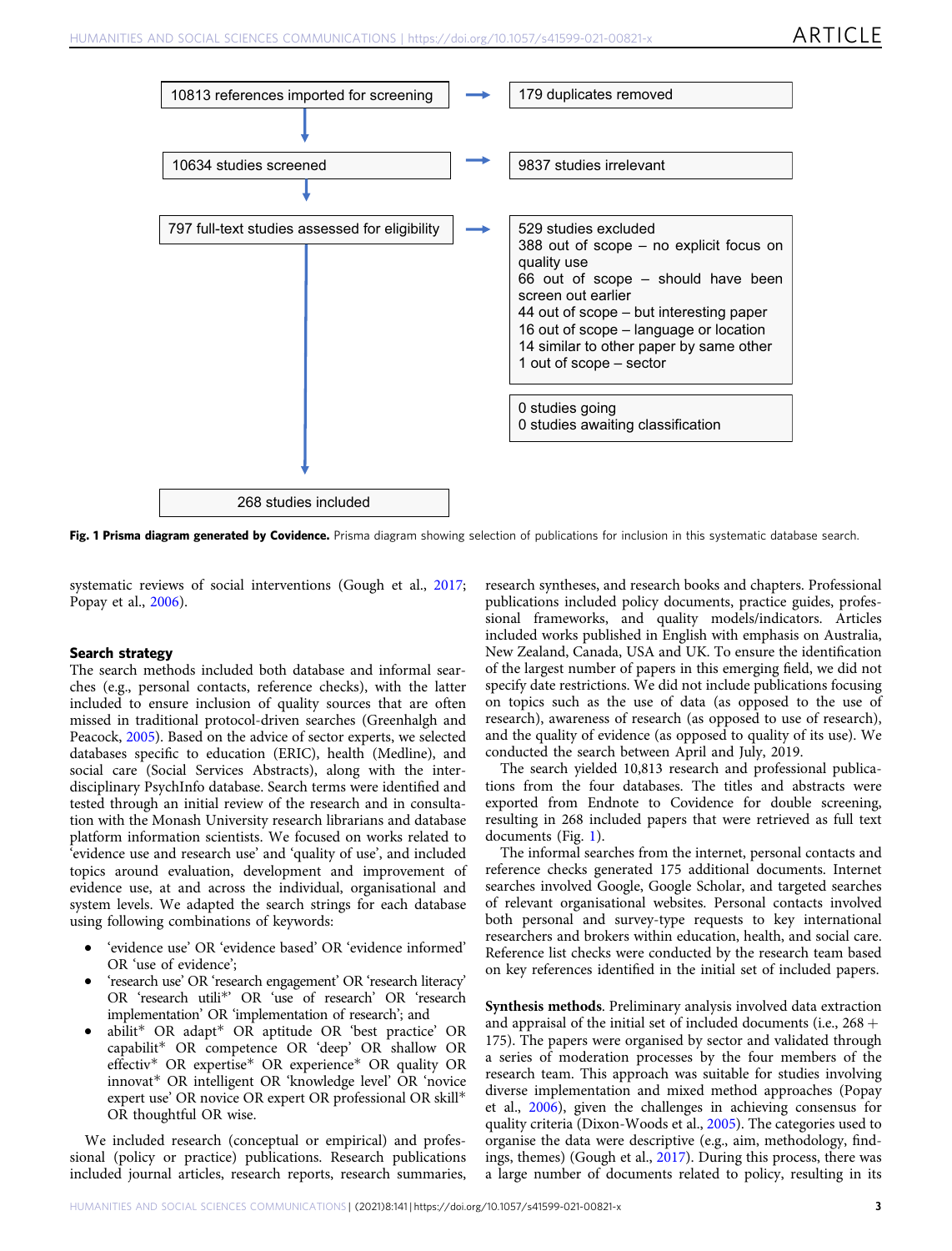10813 references imported for screening → 179 duplicates removed

10634 studies screened → 9837 studies irrelevant

797 full-text studies assessed for eligibility → 529 studies excluded
388 out of scope – no explicit focus on quality use
66 out of scope – should have been screen out earlier
44 out of scope – but interesting paper
16 out of scope – language or location
14 similar to other paper by same other
1 out of scope – sector

0 studies going
0 studies awaiting classification

268 studies included

**Fig. 1 Prisma diagram generated by Covidence.** Prisma diagram showing selection of publications for inclusion in this systematic database search.

systematic reviews of social interventions (Gough et al., 2017; Popay et al., 2006).

### Search strategy

The search methods included both database and informal searches (e.g., personal contacts, reference checks), with the latter included to ensure inclusion of quality sources that are often missed in traditional protocol-driven searches (Greenhalgh and Peacock, 2005). Based on the advice of sector experts, we selected databases specific to education (ERIC), health (Medline), and social care (Social Services Abstracts), along with the interdisciplinary PsychInfo database. Search terms were identified and tested through an initial review of the research and in consultation with the Monash University research librarians and database platform information scientists. We focused on works related to 'evidence use and research use' and 'quality of use', and included topics around evaluation, development and improvement of evidence use, at and across the individual, organisational and system levels. We adapted the search strings for each database using following combinations of keywords:

- 'evidence use' OR 'evidence based' OR 'evidence informed' OR 'use of evidence';
- 'research use' OR 'research engagement' OR 'research literacy' OR 'research utili*' OR 'use of research' OR 'research implementation' OR 'implementation of research'; and
- abilit* OR adapt* OR aptitude OR 'best practice' OR capabilit* OR competence OR 'deep' OR shallow OR effectiv* OR expertise* OR experience* OR quality OR innovat* OR intelligent OR 'knowledge level' OR 'novice expert use' OR novice OR expert OR professional OR skill* OR thoughtful OR wise.

We included research (conceptual or empirical) and professional (policy or practice) publications. Research publications included journal articles, research reports, research summaries, research syntheses, and research books and chapters. Professional publications included policy documents, practice guides, professional frameworks, and quality models/indicators. Articles included works published in English with emphasis on Australia, New Zealand, Canada, USA and UK. To ensure the identification of the largest number of papers in this emerging field, we did not specify date restrictions. We did not include publications focusing on topics such as the use of data (as opposed to the use of research), awareness of research (as opposed to use of research), and the quality of evidence (as opposed to quality of its use). We conducted the search between April and July, 2019.

The search yielded 10,813 research and professional publications from the four databases. The titles and abstracts were exported from Endnote to Covidence for double screening, resulting in 268 included papers that were retrieved as full text documents (Fig. 1).

The informal searches from the internet, personal contacts and reference checks generated 175 additional documents. Internet searches involved Google, Google Scholar, and targeted searches of relevant organisational websites. Personal contacts involved both personal and survey-type requests to key international researchers and brokers within education, health, and social care. Reference list checks were conducted by the research team based on key references identified in the initial set of included papers.

**Synthesis methods**. Preliminary analysis involved data extraction and appraisal of the initial set of included documents (i.e., 268 + 175). The papers were organised by sector and validated through a series of moderation processes by the four members of the research team. This approach was suitable for studies involving diverse implementation and mixed method approaches (Popay et al., 2006), given the challenges in achieving consensus for quality criteria (Dixon-Woods et al., 2005). The categories used to organise the data were descriptive (e.g., aim, methodology, findings, themes) (Gough et al., 2017). During this process, there was a large number of documents related to policy, resulting in its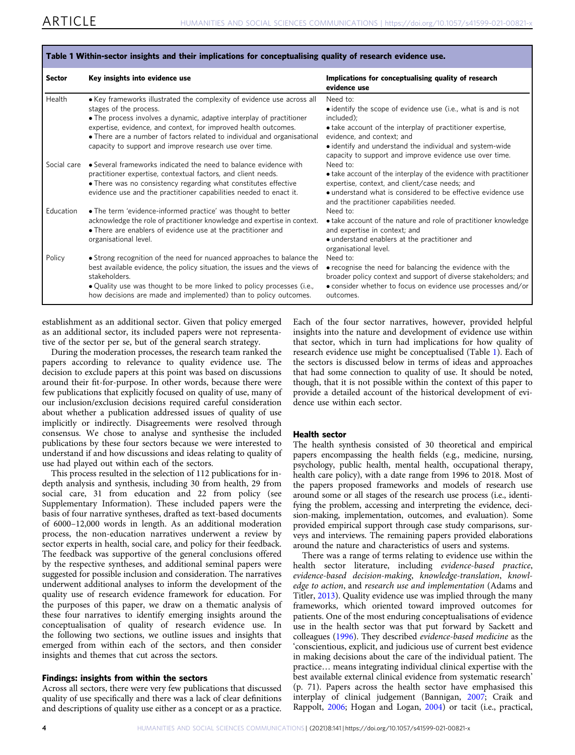**Table 1 Within-sector insights and their implications for conceptualising quality of research evidence use.**

| Sector | Key insights into evidence use | Implications for conceptualising quality of research evidence use |
|---|---|---|
| Health | • Key frameworks illustrated the complexity of evidence use across all stages of the process.<br>• The process involves a dynamic, adaptive interplay of practitioner expertise, evidence, and context, for improved health outcomes.<br>• There are a number of factors related to individual and organisational capacity to support and improve research use over time. | Need to:<br>• identify the scope of evidence use (i.e., what is and is not included);<br>• take account of the interplay of practitioner expertise, evidence, and context; and<br>• identify and understand the individual and system-wide capacity to support and improve evidence use over time. |
| Social care | • Several frameworks indicated the need to balance evidence with practitioner expertise, contextual factors, and client needs.<br>• There was no consistency regarding what constitutes effective evidence use and the practitioner capabilities needed to enact it. | Need to:<br>• take account of the interplay of the evidence with practitioner expertise, context, and client/case needs; and<br>• understand what is considered to be effective evidence use and the practitioner capabilities needed. |
| Education | • The term 'evidence-informed practice' was thought to better acknowledge the role of practitioner knowledge and expertise in context.<br>• There are enablers of evidence use at the practitioner and organisational level. | Need to:<br>• take account of the nature and role of practitioner knowledge and expertise in context; and<br>• understand enablers at the practitioner and organisational level. |
| Policy | • Strong recognition of the need for nuanced approaches to balance the best available evidence, the policy situation, the issues and the views of stakeholders.<br>• Quality use was thought to be more linked to policy processes (i.e., how decisions are made and implemented) than to policy outcomes. | Need to:<br>• recognise the need for balancing the evidence with the broader policy context and support of diverse stakeholders; and<br>• consider whether to focus on evidence use processes and/or outcomes. |

establishment as an additional sector. Given that policy emerged as an additional sector, its included papers were not representative of the sector per se, but of the general search strategy.

During the moderation processes, the research team ranked the papers according to relevance to quality evidence use. The decision to exclude papers at this point was based on discussions around their fit-for-purpose. In other words, because there were few publications that explicitly focused on quality of use, many of our inclusion/exclusion decisions required careful consideration about whether a publication addressed issues of quality of use implicitly or indirectly. Disagreements were resolved through consensus. We chose to analyse and synthesise the included publications by these four sectors because we were interested to understand if and how discussions and ideas relating to quality of use had played out within each of the sectors.

This process resulted in the selection of 112 publications for in-depth analysis and synthesis, including 30 from health, 29 from social care, 31 from education and 22 from policy (see Supplementary Information). These included papers were the basis of four narrative syntheses, drafted as text-based documents of 6000–12,000 words in length. As an additional moderation process, the non-education narratives underwent a review by sector experts in health, social care, and policy for their feedback. The feedback was supportive of the general conclusions offered by the respective syntheses, and additional seminal papers were suggested for possible inclusion and consideration. The narratives underwent additional analyses to inform the development of the quality use of research evidence framework for education. For the purposes of this paper, we draw on a thematic analysis of these four narratives to identify emerging insights around the conceptualisation of quality of research evidence use. In the following two sections, we outline issues and insights that emerged from within each of the sectors, and then consider insights and themes that cut across the sectors.

## Findings: insights from within the sectors

Across all sectors, there were very few publications that discussed quality of use specifically and there was a lack of clear definitions and descriptions of quality use either as a concept or as a practice. Each of the four sector narratives, however, provided helpful insights into the nature and development of evidence use within that sector, which in turn had implications for how quality of research evidence use might be conceptualised (Table 1). Each of the sectors is discussed below in terms of ideas and approaches that had some connection to quality of use. It should be noted, though, that it is not possible within the context of this paper to provide a detailed account of the historical development of evidence use within each sector.

### Health sector

The health synthesis consisted of 30 theoretical and empirical papers encompassing the health fields (e.g., medicine, nursing, psychology, public health, mental health, occupational therapy, health care policy), with a date range from 1996 to 2018. Most of the papers proposed frameworks and models of research use around some or all stages of the research use process (i.e., identifying the problem, accessing and interpreting the evidence, decision-making, implementation, outcomes, and evaluation). Some provided empirical support through case study comparisons, surveys and interviews. The remaining papers provided elaborations around the nature and characteristics of users and systems.

There was a range of terms relating to evidence use within the health sector literature, including *evidence-based practice*, *evidence-based decision-making*, *knowledge-translation*, *knowledge to action*, and *research use and implementation* (Adams and Titler, 2013). Quality evidence use was implied through the many frameworks, which oriented toward improved outcomes for patients. One of the most enduring conceptualisations of evidence use in the health sector was that put forward by Sackett and colleagues (1996). They described *evidence-based medicine* as the 'conscientious, explicit, and judicious use of current best evidence in making decisions about the care of the individual patient. The practice… means integrating individual clinical expertise with the best available external clinical evidence from systematic research' (p. 71). Papers across the health sector have emphasised this interplay of clinical judgement (Bannigan, 2007; Craik and Rappolt, 2006; Hogan and Logan, 2004) or tacit (i.e., practical,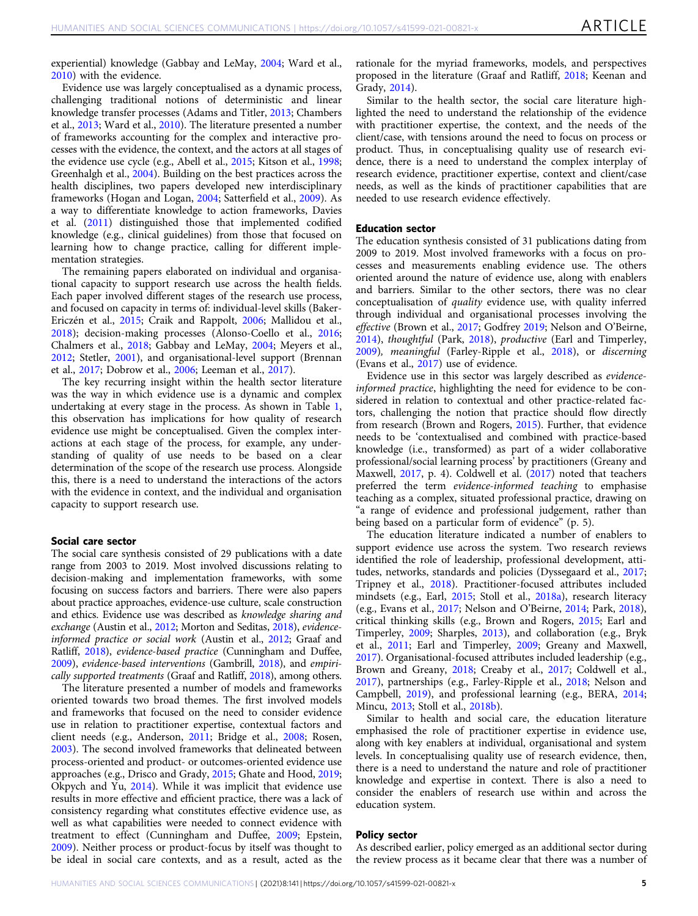experiential) knowledge (Gabbay and LeMay, 2004; Ward et al., 2010) with the evidence.

Evidence use was largely conceptualised as a dynamic process, challenging traditional notions of deterministic and linear knowledge transfer processes (Adams and Titler, 2013; Chambers et al., 2013; Ward et al., 2010). The literature presented a number of frameworks accounting for the complex and interactive processes with the evidence, the context, and the actors at all stages of the evidence use cycle (e.g., Abell et al., 2015; Kitson et al., 1998; Greenhalgh et al., 2004). Building on the best practices across the health disciplines, two papers developed new interdisciplinary frameworks (Hogan and Logan, 2004; Satterfield et al., 2009). As a way to differentiate knowledge to action frameworks, Davies et al. (2011) distinguished those that implemented codified knowledge (e.g., clinical guidelines) from those that focused on learning how to change practice, calling for different implementation strategies.

The remaining papers elaborated on individual and organisational capacity to support research use across the health fields. Each paper involved different stages of the research use process, and focused on capacity in terms of: individual-level skills (Baker-Ericzén et al., 2015; Craik and Rappolt, 2006; Mallidou et al., 2018); decision-making processes (Alonso-Coello et al., 2016; Chalmers et al., 2018; Gabbay and LeMay, 2004; Meyers et al., 2012; Stetler, 2001), and organisational-level support (Brennan et al., 2017; Dobrow et al., 2006; Leeman et al., 2017).

The key recurring insight within the health sector literature was the way in which evidence use is a dynamic and complex undertaking at every stage in the process. As shown in Table 1, this observation has implications for how quality of research evidence use might be conceptualised. Given the complex interactions at each stage of the process, for example, any understanding of quality of use needs to be based on a clear determination of the scope of the research use process. Alongside this, there is a need to understand the interactions of the actors with the evidence in context, and the individual and organisation capacity to support research use.

#### Social care sector

The social care synthesis consisted of 29 publications with a date range from 2003 to 2019. Most involved discussions relating to decision-making and implementation frameworks, with some focusing on success factors and barriers. There were also papers about practice approaches, evidence-use culture, scale construction and ethics. Evidence use was described as *knowledge sharing and exchange* (Austin et al., 2012; Morton and Seditas, 2018), *evidence-informed practice or social work* (Austin et al., 2012; Graaf and Ratliff, 2018), *evidence-based practice* (Cunningham and Duffee, 2009), *evidence-based interventions* (Gambrill, 2018), and *empirically supported treatments* (Graaf and Ratliff, 2018), among others.

The literature presented a number of models and frameworks oriented towards two broad themes. The first involved models and frameworks that focused on the need to consider evidence use in relation to practitioner expertise, contextual factors and client needs (e.g., Anderson, 2011; Bridge et al., 2008; Rosen, 2003). The second involved frameworks that delineated between process-oriented and product- or outcomes-oriented evidence use approaches (e.g., Drisco and Grady, 2015; Ghate and Hood, 2019; Okpych and Yu, 2014). While it was implicit that evidence use results in more effective and efficient practice, there was a lack of consistency regarding what constitutes effective evidence use, as well as what capabilities were needed to connect evidence with treatment to effect (Cunningham and Duffee, 2009; Epstein, 2009). Neither process or product-focus by itself was thought to be ideal in social care contexts, and as a result, acted as the rationale for the myriad frameworks, models, and perspectives proposed in the literature (Graaf and Ratliff, 2018; Keenan and Grady, 2014).

Similar to the health sector, the social care literature highlighted the need to understand the relationship of the evidence with practitioner expertise, the context, and the needs of the client/case, with tensions around the need to focus on process or product. Thus, in conceptualising quality use of research evidence, there is a need to understand the complex interplay of research evidence, practitioner expertise, context and client/case needs, as well as the kinds of practitioner capabilities that are needed to use research evidence effectively.

#### Education sector

The education synthesis consisted of 31 publications dating from 2009 to 2019. Most involved frameworks with a focus on processes and measurements enabling evidence use. The others oriented around the nature of evidence use, along with enablers and barriers. Similar to the other sectors, there was no clear conceptualisation of *quality* evidence use, with quality inferred through individual and organisational processes involving the *effective* (Brown et al., 2017; Godfrey 2019; Nelson and O'Beirne, 2014), *thoughtful* (Park, 2018), *productive* (Earl and Timperley, 2009), *meaningful* (Farley-Ripple et al., 2018), or *discerning* (Evans et al., 2017) use of evidence.

Evidence use in this sector was largely described as *evidence-informed practice*, highlighting the need for evidence to be considered in relation to contextual and other practice-related factors, challenging the notion that practice should flow directly from research (Brown and Rogers, 2015). Further, that evidence needs to be 'contextualised and combined with practice-based knowledge (i.e., transformed) as part of a wider collaborative professional/social learning process' by practitioners (Greany and Maxwell, 2017, p. 4). Coldwell et al. (2017) noted that teachers preferred the term *evidence-informed teaching* to emphasise teaching as a complex, situated professional practice, drawing on "a range of evidence and professional judgement, rather than being based on a particular form of evidence" (p. 5).

The education literature indicated a number of enablers to support evidence use across the system. Two research reviews identified the role of leadership, professional development, attitudes, networks, standards and policies (Dyssegaard et al., 2017; Tripney et al., 2018). Practitioner-focused attributes included mindsets (e.g., Earl, 2015; Stoll et al., 2018a), research literacy (e.g., Evans et al., 2017; Nelson and O'Beirne, 2014; Park, 2018), critical thinking skills (e.g., Brown and Rogers, 2015; Earl and Timperley, 2009; Sharples, 2013), and collaboration (e.g., Bryk et al., 2011; Earl and Timperley, 2009; Greany and Maxwell, 2017). Organisational-focused attributes included leadership (e.g., Brown and Greany, 2018; Creaby et al., 2017; Coldwell et al., 2017), partnerships (e.g., Farley-Ripple et al., 2018; Nelson and Campbell, 2019), and professional learning (e.g., BERA, 2014; Mincu, 2013; Stoll et al., 2018b).

Similar to health and social care, the education literature emphasised the role of practitioner expertise in evidence use, along with key enablers at individual, organisational and system levels. In conceptualising quality use of research evidence, then, there is a need to understand the nature and role of practitioner knowledge and expertise in context. There is also a need to consider the enablers of research use within and across the education system.

#### Policy sector

As described earlier, policy emerged as an additional sector during the review process as it became clear that there was a number of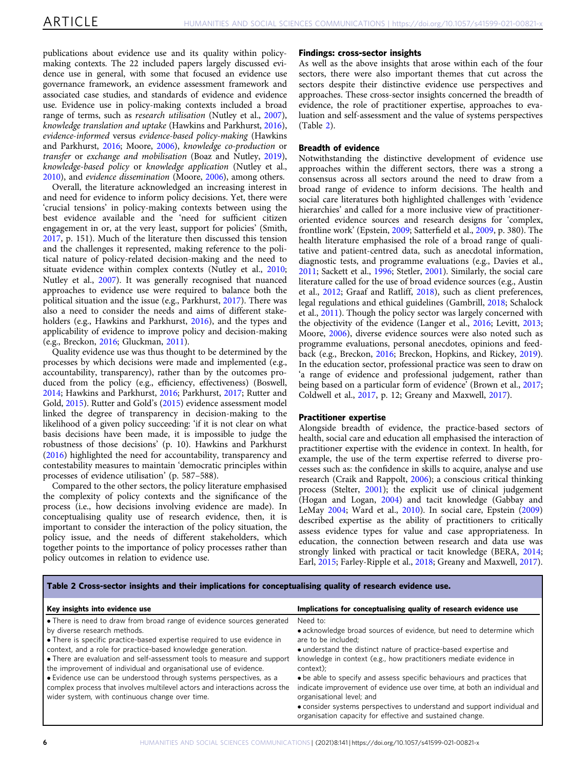publications about evidence use and its quality within policy-making contexts. The 22 included papers largely discussed evidence use in general, with some that focused an evidence use governance framework, an evidence assessment framework and associated case studies, and standards of evidence and evidence use. Evidence use in policy-making contexts included a broad range of terms, such as *research utilisation* (Nutley et al., 2007), *knowledge translation and uptake* (Hawkins and Parkhurst, 2016), *evidence-informed* versus *evidence-based policy-making* (Hawkins and Parkhurst, 2016; Moore, 2006), *knowledge co-production* or *transfer* or *exchange and mobilisation* (Boaz and Nutley, 2019), *knowledge-based policy* or *knowledge application* (Nutley et al., 2010), and *evidence dissemination* (Moore, 2006), among others.

Overall, the literature acknowledged an increasing interest in and need for evidence to inform policy decisions. Yet, there were 'crucial tensions' in policy-making contexts between using the best evidence available and the 'need for sufficient citizen engagement in or, at the very least, support for policies' (Smith, 2017, p. 151). Much of the literature then discussed this tension and the challenges it represented, making reference to the political nature of policy-related decision-making and the need to situate evidence within complex contexts (Nutley et al., 2010; Nutley et al., 2007). It was generally recognised that nuanced approaches to evidence use were required to balance both the political situation and the issue (e.g., Parkhurst, 2017). There was also a need to consider the needs and aims of different stakeholders (e.g., Hawkins and Parkhurst, 2016), and the types and applicability of evidence to improve policy and decision-making (e.g., Breckon, 2016; Gluckman, 2011).

Quality evidence use was thus thought to be determined by the processes by which decisions were made and implemented (e.g., accountability, transparency), rather than by the outcomes produced from the policy (e.g., efficiency, effectiveness) (Boswell, 2014; Hawkins and Parkhurst, 2016; Parkhurst, 2017; Rutter and Gold, 2015). Rutter and Gold's (2015) evidence assessment model linked the degree of transparency in decision-making to the likelihood of a given policy succeeding: 'if it is not clear on what basis decisions have been made, it is impossible to judge the robustness of those decisions' (p. 10). Hawkins and Parkhurst (2016) highlighted the need for accountability, transparency and contestability measures to maintain 'democratic principles within processes of evidence utilisation' (p. 587–588).

Compared to the other sectors, the policy literature emphasised the complexity of policy contexts and the significance of the process (i.e., how decisions involving evidence are made). In conceptualising quality use of research evidence, then, it is important to consider the interaction of the policy situation, the policy issue, and the needs of different stakeholders, which together points to the importance of policy processes rather than policy outcomes in relation to evidence use.

## Findings: cross-sector insights

As well as the above insights that arose within each of the four sectors, there were also important themes that cut across the sectors despite their distinctive evidence use perspectives and approaches. These cross-sector insights concerned the breadth of evidence, the role of practitioner expertise, approaches to evaluation and self-assessment and the value of systems perspectives (Table 2).

### Breadth of evidence

Notwithstanding the distinctive development of evidence use approaches within the different sectors, there was a strong a consensus across all sectors around the need to draw from a broad range of evidence to inform decisions. The health and social care literatures both highlighted challenges with 'evidence hierarchies' and called for a more inclusive view of practitioner-oriented evidence sources and research designs for 'complex, frontline work' (Epstein, 2009; Satterfield et al., 2009, p. 380). The health literature emphasised the role of a broad range of qualitative and patient-centred data, such as anecdotal information, diagnostic tests, and programme evaluations (e.g., Davies et al., 2011; Sackett et al., 1996; Stetler, 2001). Similarly, the social care literature called for the use of broad evidence sources (e.g., Austin et al., 2012; Graaf and Ratliff, 2018), such as client preferences, legal regulations and ethical guidelines (Gambrill, 2018; Schalock et al., 2011). Though the policy sector was largely concerned with the objectivity of the evidence (Langer et al., 2016; Levitt, 2013; Moore, 2006), diverse evidence sources were also noted such as programme evaluations, personal anecdotes, opinions and feedback (e.g., Breckon, 2016; Breckon, Hopkins, and Rickey, 2019). In the education sector, professional practice was seen to draw on 'a range of evidence and professional judgement, rather than being based on a particular form of evidence' (Brown et al., 2017; Coldwell et al., 2017, p. 12; Greany and Maxwell, 2017).

### Practitioner expertise

Alongside breadth of evidence, the practice-based sectors of health, social care and education all emphasised the interaction of practitioner expertise with the evidence in context. In health, for example, the use of the term expertise referred to diverse processes such as: the confidence in skills to acquire, analyse and use research (Craik and Rappolt, 2006); a conscious critical thinking process (Stelter, 2001); the explicit use of clinical judgement (Hogan and Logan, 2004) and tacit knowledge (Gabbay and LeMay 2004; Ward et al., 2010). In social care, Epstein (2009) described expertise as the ability of practitioners to critically assess evidence types for value and case appropriateness. In education, the connection between research and data use was strongly linked with practical or tacit knowledge (BERA, 2014; Earl, 2015; Farley-Ripple et al., 2018; Greany and Maxwell, 2017).

**Table 2 Cross-sector insights and their implications for conceptualising quality of research evidence use.**

| Key insights into evidence use | Implications for conceptualising quality of research evidence use |
|---|---|
| • There is need to draw from broad range of evidence sources generated by diverse research methods.<br>• There is specific practice-based expertise required to use evidence in context, and a role for practice-based knowledge generation.<br>• There are evaluation and self-assessment tools to measure and support the improvement of individual and organisational use of evidence.<br>• Evidence use can be understood through systems perspectives, as a complex process that involves multilevel actors and interactions across the wider system, with continuous change over time. | Need to:<br>• acknowledge broad sources of evidence, but need to determine which are to be included;<br>• understand the distinct nature of practice-based expertise and knowledge in context (e.g., how practitioners mediate evidence in context);<br>• be able to specify and assess specific behaviours and practices that indicate improvement of evidence use over time, at both an individual and organisational level; and<br>• consider systems perspectives to understand and support individual and organisation capacity for effective and sustained change. |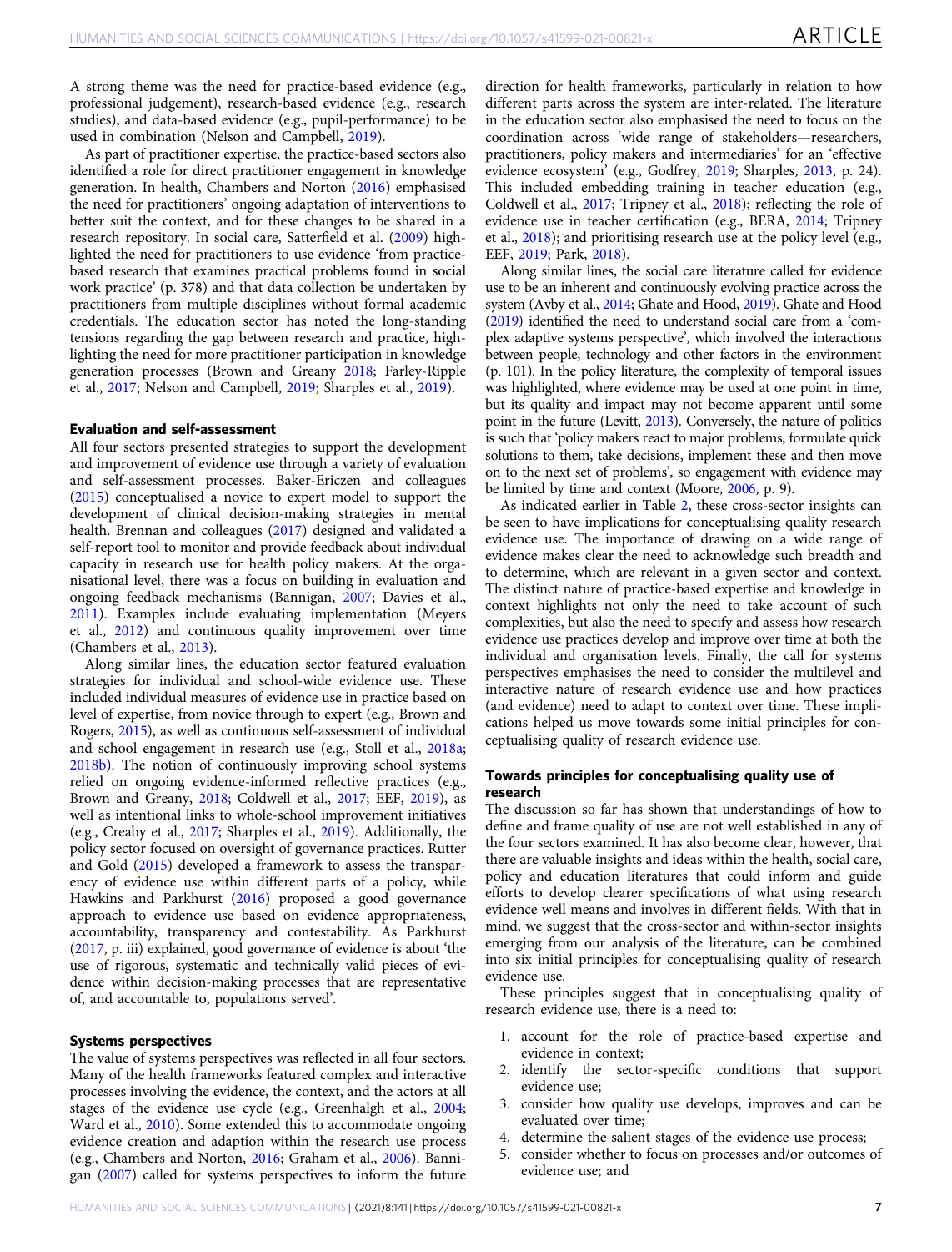A strong theme was the need for practice-based evidence (e.g., professional judgement), research-based evidence (e.g., research studies), and data-based evidence (e.g., pupil-performance) to be used in combination (Nelson and Campbell, 2019).

As part of practitioner expertise, the practice-based sectors also identified a role for direct practitioner engagement in knowledge generation. In health, Chambers and Norton (2016) emphasised the need for practitioners' ongoing adaptation of interventions to better suit the context, and for these changes to be shared in a research repository. In social care, Satterfield et al. (2009) highlighted the need for practitioners to use evidence 'from practice-based research that examines practical problems found in social work practice' (p. 378) and that data collection be undertaken by practitioners from multiple disciplines without formal academic credentials. The education sector has noted the long-standing tensions regarding the gap between research and practice, highlighting the need for more practitioner participation in knowledge generation processes (Brown and Greany 2018; Farley-Ripple et al., 2017; Nelson and Campbell, 2019; Sharples et al., 2019).

### Evaluation and self-assessment

All four sectors presented strategies to support the development and improvement of evidence use through a variety of evaluation and self-assessment processes. Baker-Ericzen and colleagues (2015) conceptualised a novice to expert model to support the development of clinical decision-making strategies in mental health. Brennan and colleagues (2017) designed and validated a self-report tool to monitor and provide feedback about individual capacity in research use for health policy makers. At the organisational level, there was a focus on building in evaluation and ongoing feedback mechanisms (Bannigan, 2007; Davies et al., 2011). Examples include evaluating implementation (Meyers et al., 2012) and continuous quality improvement over time (Chambers et al., 2013).

Along similar lines, the education sector featured evaluation strategies for individual and school-wide evidence use. These included individual measures of evidence use in practice based on level of expertise, from novice through to expert (e.g., Brown and Rogers, 2015), as well as continuous self-assessment of individual and school engagement in research use (e.g., Stoll et al., 2018a; 2018b). The notion of continuously improving school systems relied on ongoing evidence-informed reflective practices (e.g., Brown and Greany, 2018; Coldwell et al., 2017; EEF, 2019), as well as intentional links to whole-school improvement initiatives (e.g., Creaby et al., 2017; Sharples et al., 2019). Additionally, the policy sector focused on oversight of governance practices. Rutter and Gold (2015) developed a framework to assess the transparency of evidence use within different parts of a policy, while Hawkins and Parkhurst (2016) proposed a good governance approach to evidence use based on evidence appropriateness, accountability, transparency and contestability. As Parkhurst (2017, p. iii) explained, good governance of evidence is about 'the use of rigorous, systematic and technically valid pieces of evidence within decision-making processes that are representative of, and accountable to, populations served'.

### Systems perspectives

The value of systems perspectives was reflected in all four sectors. Many of the health frameworks featured complex and interactive processes involving the evidence, the context, and the actors at all stages of the evidence use cycle (e.g., Greenhalgh et al., 2004; Ward et al., 2010). Some extended this to accommodate ongoing evidence creation and adaption within the research use process (e.g., Chambers and Norton, 2016; Graham et al., 2006). Bannigan (2007) called for systems perspectives to inform the future direction for health frameworks, particularly in relation to how different parts across the system are inter-related. The literature in the education sector also emphasised the need to focus on the coordination across 'wide range of stakeholders—researchers, practitioners, policy makers and intermediaries' for an 'effective evidence ecosystem' (e.g., Godfrey, 2019; Sharples, 2013, p. 24). This included embedding training in teacher education (e.g., Coldwell et al., 2017; Tripney et al., 2018); reflecting the role of evidence use in teacher certification (e.g., BERA, 2014; Tripney et al., 2018); and prioritising research use at the policy level (e.g., EEF, 2019; Park, 2018).

Along similar lines, the social care literature called for evidence use to be an inherent and continuously evolving practice across the system (Avby et al., 2014; Ghate and Hood, 2019). Ghate and Hood (2019) identified the need to understand social care from a 'complex adaptive systems perspective', which involved the interactions between people, technology and other factors in the environment (p. 101). In the policy literature, the complexity of temporal issues was highlighted, where evidence may be used at one point in time, but its quality and impact may not become apparent until some point in the future (Levitt, 2013). Conversely, the nature of politics is such that 'policy makers react to major problems, formulate quick solutions to them, take decisions, implement these and then move on to the next set of problems', so engagement with evidence may be limited by time and context (Moore, 2006, p. 9).

As indicated earlier in Table 2, these cross-sector insights can be seen to have implications for conceptualising quality research evidence use. The importance of drawing on a wide range of evidence makes clear the need to acknowledge such breadth and to determine, which are relevant in a given sector and context. The distinct nature of practice-based expertise and knowledge in context highlights not only the need to take account of such complexities, but also the need to specify and assess how research evidence use practices develop and improve over time at both the individual and organisation levels. Finally, the call for systems perspectives emphasises the need to consider the multilevel and interactive nature of research evidence use and how practices (and evidence) need to adapt to context over time. These implications helped us move towards some initial principles for conceptualising quality research evidence use.

### Towards principles for conceptualising quality use of research

The discussion so far has shown that understandings of how to define and frame quality of use are not well established in any of the four sectors examined. It has also become clear, however, that there are valuable insights and ideas within the health, social care, policy and education literatures that could inform and guide efforts to develop clearer specifications of what using research evidence well means and involves in different fields. With that in mind, we suggest that the cross-sector and within-sector insights emerging from our analysis of the literature, can be combined into six initial principles for conceptualising quality of research evidence use.

These principles suggest that in conceptualising quality of research evidence use, there is a need to:

1. account for the role of practice-based expertise and evidence in context;
2. identify the sector-specific conditions that support evidence use;
3. consider how quality use develops, improves and can be evaluated over time;
4. determine the salient stages of the evidence use process;
5. consider whether to focus on processes and/or outcomes of evidence use; and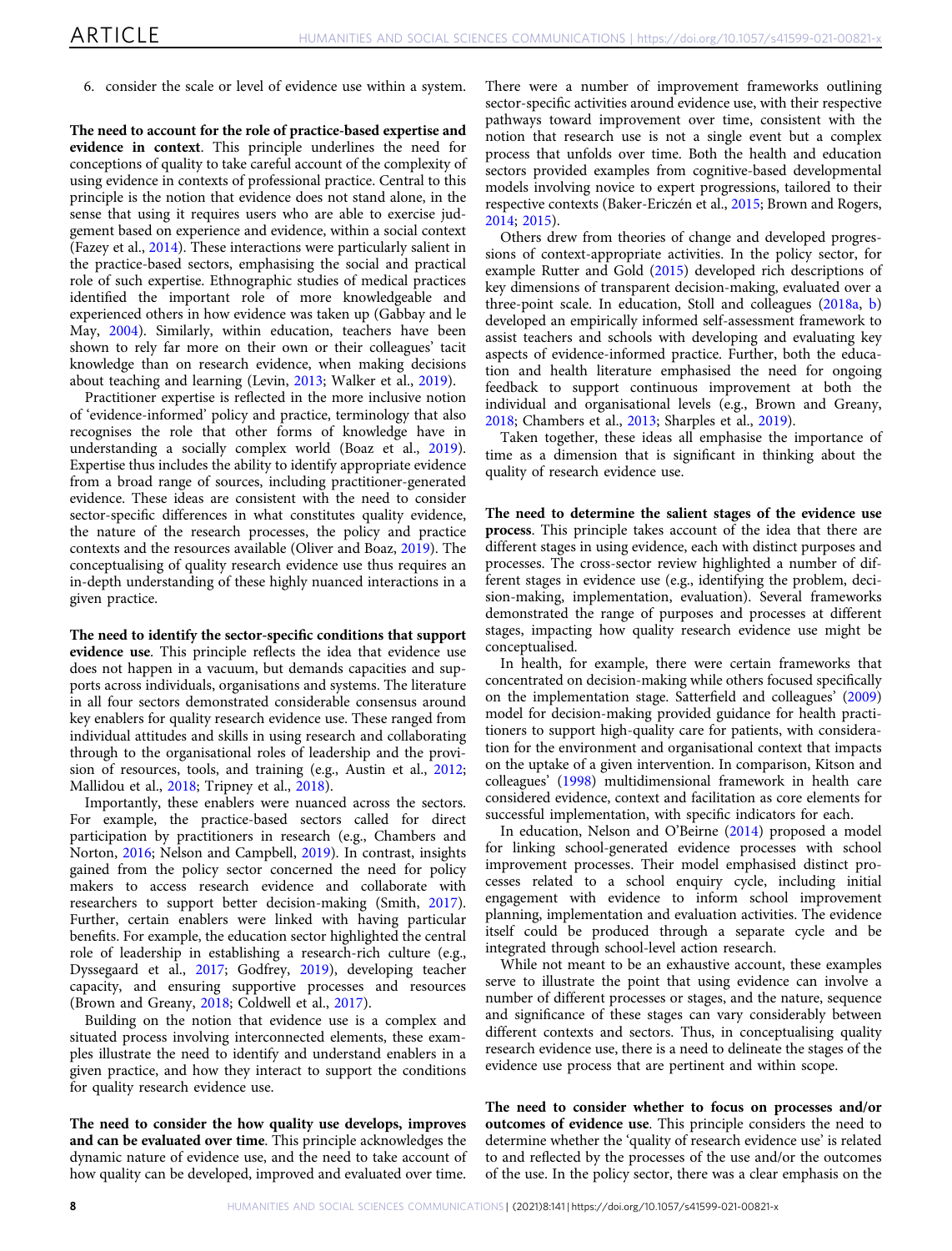6. consider the scale or level of evidence use within a system.

**The need to account for the role of practice-based expertise and evidence in context**. This principle underlines the need for conceptions of quality to take careful account of the complexity of using evidence in contexts of professional practice. Central to this principle is the notion that evidence does not stand alone, in the sense that using it requires users who are able to exercise judgement based on experience and evidence, within a social context (Fazey et al., 2014). These interactions were particularly salient in the practice-based sectors, emphasising the social and practical role of such expertise. Ethnographic studies of medical practices identified the important role of more knowledgeable and experienced others in how evidence was taken up (Gabbay and le May, 2004). Similarly, within education, teachers have been shown to rely far more on their own or their colleagues' tacit knowledge than on research evidence, when making decisions about teaching and learning (Levin, 2013; Walker et al., 2019).

Practitioner expertise is reflected in the more inclusive notion of 'evidence-informed' policy and practice, terminology that also recognises the role that other forms of knowledge have in understanding a socially complex world (Boaz et al., 2019). Expertise thus includes the ability to identify appropriate evidence from a broad range of sources, including practitioner-generated evidence. These ideas are consistent with the need to consider sector-specific differences in what constitutes quality evidence, the nature of the research processes, the policy and practice contexts and the resources available (Oliver and Boaz, 2019). The conceptualising of quality research evidence use thus requires an in-depth understanding of these highly nuanced interactions in a given practice.

**The need to identify the sector-specific conditions that support evidence use**. This principle reflects the idea that evidence use does not happen in a vacuum, but demands capacities and supports across individuals, organisations and systems. The literature in all four sectors demonstrated considerable consensus around key enablers for quality research evidence use. These ranged from individual attitudes and skills in using research and collaborating through to the organisational roles of leadership and the provision of resources, tools, and training (e.g., Austin et al., 2012; Mallidou et al., 2018; Tripney et al., 2018).

Importantly, these enablers were nuanced across the sectors. For example, the practice-based sectors called for direct participation by practitioners in research (e.g., Chambers and Norton, 2016; Nelson and Campbell, 2019). In contrast, insights gained from the policy sector concerned the need for policy makers to access research evidence and collaborate with researchers to support better decision-making (Smith, 2017). Further, certain enablers were linked with having particular benefits. For example, the education sector highlighted the central role of leadership in establishing a research-rich culture (e.g., Dyssegaard et al., 2017; Godfrey, 2019), developing teacher capacity, and ensuring supportive processes and resources (Brown and Greany, 2018; Coldwell et al., 2017).

Building on the notion that evidence use is a complex and situated process involving interconnected elements, these examples illustrate the need to identify and understand enablers in a given practice, and how they interact to support the conditions for quality research evidence use.

**The need to consider the how quality use develops, improves and can be evaluated over time**. This principle acknowledges the dynamic nature of evidence use, and the need to take account of how quality can be developed, improved and evaluated over time. There were a number of improvement frameworks outlining sector-specific activities around evidence use, with their respective pathways toward improvement over time, consistent with the notion that research use is not a single event but a complex process that unfolds over time. Both the health and education sectors provided examples from cognitive-based developmental models involving novice to expert progressions, tailored to their respective contexts (Baker-Ericzén et al., 2015; Brown and Rogers, 2014; 2015).

Others drew from theories of change and developed progressions of context-appropriate activities. In the policy sector, for example Rutter and Gold (2015) developed rich descriptions of key dimensions of transparent decision-making, evaluated over a three-point scale. In education, Stoll and colleagues (2018a, b) developed an empirically informed self-assessment framework to assist teachers and schools with developing and evaluating key aspects of evidence-informed practice. Further, both the education and health literature emphasised the need for ongoing feedback to support continuous improvement at both the individual and organisational levels (e.g., Brown and Greany, 2018; Chambers et al., 2013; Sharples et al., 2019).

Taken together, these ideas all emphasise the importance of time as a dimension that is significant in thinking about the quality of research evidence use.

**The need to determine the salient stages of the evidence use process**. This principle takes account of the idea that there are different stages in using evidence, each with distinct purposes and processes. The cross-sector review highlighted a number of different stages in evidence use (e.g., identifying the problem, decision-making, implementation, evaluation). Several frameworks demonstrated the range of purposes and processes at different stages, impacting how quality research evidence use might be conceptualised.

In health, for example, there were certain frameworks that concentrated on decision-making while others focused specifically on the implementation stage. Satterfield and colleagues' (2009) model for decision-making provided guidance for health practitioners to support high-quality care for patients, with consideration for the environment and organisational context that impacts on the uptake of a given intervention. In comparison, Kitson and colleagues' (1998) multidimensional framework in health care considered evidence, context and facilitation as core elements for successful implementation, with specific indicators for each.

In education, Nelson and O'Beirne (2014) proposed a model for linking school-generated evidence processes with school improvement processes. Their model emphasised distinct processes related to a school enquiry cycle, including initial engagement with evidence to inform school improvement planning, implementation and evaluation activities. The evidence itself could be produced through a separate cycle and be integrated through school-level action research.

While not meant to be an exhaustive account, these examples serve to illustrate the point that using evidence can involve a number of different processes or stages, and the nature, sequence and significance of these stages can vary considerably between different contexts and sectors. Thus, in conceptualising quality research evidence use, there is a need to delineate the stages of the evidence use process that are pertinent and within scope.

**The need to consider whether to focus on processes and/or outcomes of evidence use**. This principle considers the need to determine whether the 'quality of research evidence use' is related to and reflected by the processes of the use and/or the outcomes of the use. In the policy sector, there was a clear emphasis on the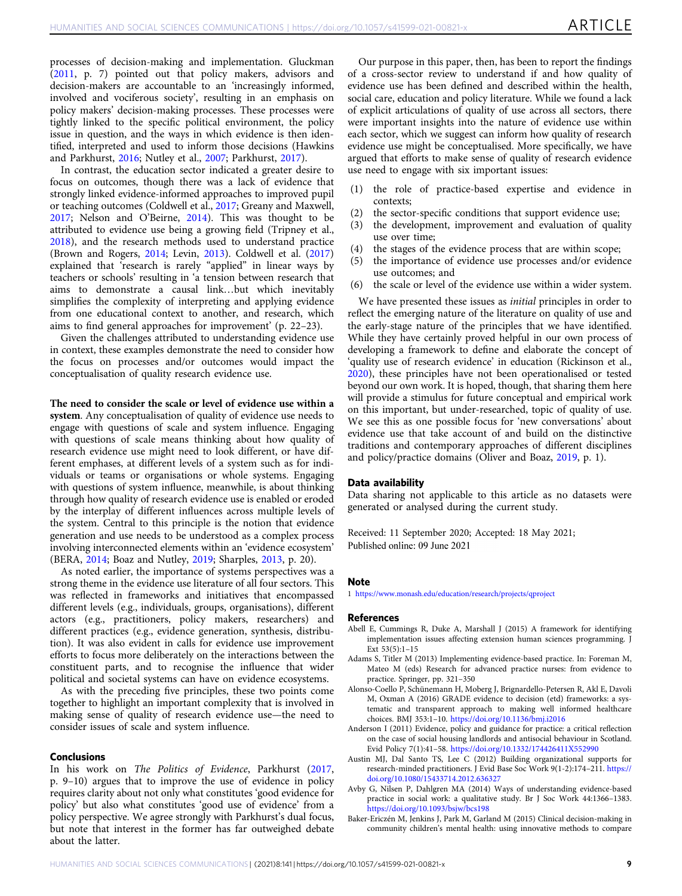processes of decision-making and implementation. Gluckman (2011, p. 7) pointed out that policy makers, advisors and decision-makers are accountable to an 'increasingly informed, involved and vociferous society', resulting in an emphasis on policy makers' decision-making processes. These processes were tightly linked to the specific political environment, the policy issue in question, and the ways in which evidence is then identified, interpreted and used to inform those decisions (Hawkins and Parkhurst, 2016; Nutley et al., 2007; Parkhurst, 2017).

In contrast, the education sector indicated a greater desire to focus on outcomes, though there was a lack of evidence that strongly linked evidence-informed approaches to improved pupil or teaching outcomes (Coldwell et al., 2017; Greany and Maxwell, 2017; Nelson and O'Beirne, 2014). This was thought to be attributed to evidence use being a growing field (Tripney et al., 2018), and the research methods used to understand practice (Brown and Rogers, 2014; Levin, 2013). Coldwell et al. (2017) explained that 'research is rarely "applied" in linear ways by teachers or schools' resulting in 'a tension between research that aims to demonstrate a causal link…but which inevitably simplifies the complexity of interpreting and applying evidence from one educational context to another, and research, which aims to find general approaches for improvement' (p. 22–23).

Given the challenges attributed to understanding evidence use in context, these examples demonstrate the need to consider how the focus on processes and/or outcomes would impact the conceptualisation of quality research evidence use.

**The need to consider the scale or level of evidence use within a system**. Any conceptualisation of quality of evidence use needs to engage with questions of scale and system influence. Engaging with questions of scale means thinking about how quality of research evidence use might need to look different, or have different emphases, at different levels of a system such as for individuals or teams or organisations or whole systems. Engaging with questions of system influence, meanwhile, is about thinking through how quality of research evidence use is enabled or eroded by the interplay of different influences across multiple levels of the system. Central to this principle is the notion that evidence generation and use needs to be understood as a complex process involving interconnected elements within an 'evidence ecosystem' (BERA, 2014; Boaz and Nutley, 2019; Sharples, 2013, p. 20).

As noted earlier, the importance of systems perspectives was a strong theme in the evidence use literature of all four sectors. This was reflected in frameworks and initiatives that encompassed different levels (e.g., individuals, groups, organisations), different actors (e.g., practitioners, policy makers, researchers) and different practices (e.g., evidence generation, synthesis, distribution). It was also evident in calls for evidence use improvement efforts to focus more deliberately on the interactions between the constituent parts, and to recognise the influence that wider political and societal systems can have on evidence ecosystems.

As with the preceding five principles, these two points come together to highlight an important complexity that is involved in making sense of quality of research evidence use—the need to consider issues of scale and system influence.

## Conclusions

In his work on *The Politics of Evidence*, Parkhurst (2017, p. 9–10) argues that to improve the use of evidence in policy requires clarity about not only what constitutes 'good evidence for policy' but also what constitutes 'good use of evidence' from a policy perspective. We agree strongly with Parkhurst's dual focus, but note that interest in the former has far outweighed debate about the latter.

Our purpose in this paper, then, has been to report the findings of a cross-sector review to understand if and how quality of evidence use has been defined and described within the health, social care, education and policy literature. While we found a lack of explicit articulations of quality of use across all sectors, there were important insights into the nature of evidence use within each sector, which we suggest can inform how quality of research evidence use might be conceptualised. More specifically, we have argued that efforts to make sense of quality of research evidence use need to engage with six important issues:

(1) the role of practice-based expertise and evidence in contexts;
(2) the sector-specific conditions that support evidence use;
(3) the development, improvement and evaluation of quality use over time;
(4) the stages of the evidence process that are within scope;
(5) the importance of evidence use processes and/or evidence use outcomes; and
(6) the scale or level of the evidence use within a wider system.

We have presented these issues as *initial* principles in order to reflect the emerging nature of the literature on quality of use and the early-stage nature of the principles that we have identified. While they have certainly proved helpful in our own process of developing a framework to define and elaborate the concept of 'quality use of research evidence' in education (Rickinson et al., 2020), these principles have not been operationalised or tested beyond our own work. It is hoped, though, that sharing them here will provide a stimulus for future conceptual and empirical work on this important, but under-researched, topic of quality of use. We see this as one possible focus for 'new conversations' about evidence use that take account of and build on the distinctive traditions and contemporary approaches of different disciplines and policy/practice domains (Oliver and Boaz, 2019, p. 1).

### Data availability

Data sharing not applicable to this article as no datasets were generated or analysed during the current study.

Received: 11 September 2020; Accepted: 18 May 2021;
Published online: 09 June 2021

### Note

1 https://www.monash.edu/education/research/projects/qproject

### References

Abell E, Cummings R, Duke A, Marshall J (2015) A framework for identifying implementation issues affecting extension human sciences programming. J Ext 53(5):1–15

Adams S, Titler M (2013) Implementing evidence-based practice. In: Foreman M, Mateo M (eds) Research for advanced practice nurses: from evidence to practice. Springer, pp. 321–350

Alonso-Coello P, Schünemann H, Moberg J, Brignardello-Petersen R, Akl E, Davoli M, Oxman A (2016) GRADE evidence to decision (etd) frameworks: a systematic and transparent approach to making well informed healthcare choices. BMJ 353:1–10. https://doi.org/10.1136/bmj.i2016

Anderson I (2011) Evidence, policy and guidance for practice: a critical reflection on the case of social housing landlords and antisocial behaviour in Scotland. Evid Policy 7(1):41–58. https://doi.org/10.1332/174426411X552990

Austin MJ, Dal Santo TS, Lee C (2012) Building organizational supports for research-minded practitioners. J Evid Base Soc Work 9(1-2):174–211. https://doi.org/10.1080/15433714.2012.636327

Avby G, Nilsen P, Dahlgren MA (2014) Ways of understanding evidence-based practice in social work: a qualitative study. Br J Soc Work 44:1366–1383. https://doi.org/10.1093/bsjw/bcs198

Baker-Ericzén M, Jenkins J, Park M, Garland M (2015) Clinical decision-making in community children's mental health: using innovative methods to compare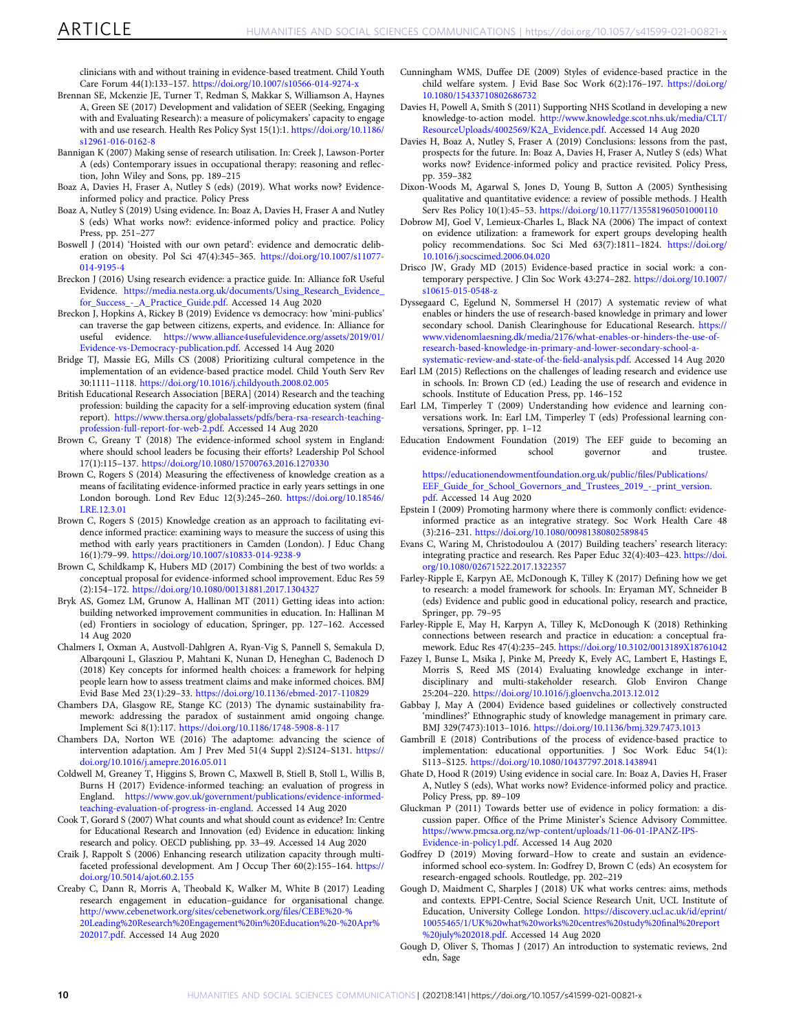clinicians with and without training in evidence-based treatment. Child Youth Care Forum 44(1):133–157. https://doi.org/10.1007/s10566-014-9274-x

Brennan SE, Mckenzie JE, Turner T, Redman S, Makkar S, Williamson A, Haynes A, Green SE (2017) Development and validation of SEER (Seeking, Engaging with and Evaluating Research): a measure of policymakers' capacity to engage with and use research. Health Res Policy Syst 15(1):1. https://doi.org/10.1186/s12961-016-0162-8

Bannigan K (2007) Making sense of research utilisation. In: Creek J, Lawson-Porter A (eds) Contemporary issues in occupational therapy: reasoning and reflection, John Wiley and Sons, pp. 189–215

Boaz A, Davies H, Fraser A, Nutley S (eds) (2019). What works now? Evidence-informed policy and practice. Policy Press

Boaz A, Nutley S (2019) Using evidence. In: Boaz A, Davies H, Fraser A and Nutley S (eds) What works now?: evidence-informed policy and practice. Policy Press, pp. 251–277

Boswell J (2014) 'Hoisted with our own petard': evidence and democratic deliberation on obesity. Pol Sci 47(4):345–365. https://doi.org/10.1007/s11077-014-9195-4

Breckon J (2016) Using research evidence: a practice guide. In: Alliance foR Useful Evidence. https://media.nesta.org.uk/documents/Using_Research_Evidence_for_Success_-_A_Practice_Guide.pdf. Accessed 14 Aug 2020

Breckon J, Hopkins A, Rickey B (2019) Evidence vs democracy: how 'mini-publics' can traverse the gap between citizens, experts, and evidence. In: Alliance for useful evidence. https://www.alliance4usefulevidence.org/assets/2019/01/Evidence-vs-Democracy-publication.pdf. Accessed 14 Aug 2020

Bridge TJ, Massie EG, Mills CS (2008) Prioritizing cultural competence in the implementation of an evidence-based practice model. Child Youth Serv Rev 30:1111–1118. https://doi.org/10.1016/j.childyouth.2008.02.005

British Educational Research Association [BERA] (2014) Research and the teaching profession: building the capacity for a self-improving education system (final report). https://www.thersa.org/globalassets/pdfs/bera-rsa-research-teaching-profession-full-report-for-web-2.pdf. Accessed 14 Aug 2020

Brown C, Greany T (2018) The evidence-informed school system in England: where should school leaders be focusing their efforts? Leadership Pol School 17(1):115–137. https://doi.org/10.1080/15700763.2016.1270330

Brown C, Rogers S (2014) Measuring the effectiveness of knowledge creation as a means of facilitating evidence-informed practice in early years settings in one London borough. Lond Rev Educ 12(3):245–260. https://doi.org/10.18546/LRE.12.3.01

Brown C, Rogers S (2015) Knowledge creation as an approach to facilitating evidence informed practice: examining ways to measure the success of using this method with early years practitioners in Camden (London). J Educ Chang 16(1):79–99. https://doi.org/10.1007/s10833-014-9238-9

Brown C, Schildkamp K, Hubers MD (2017) Combining the best of two worlds: a conceptual proposal for evidence-informed school improvement. Educ Res 59 (2):154–172. https://doi.org/10.1080/00131881.2017.1304327

Bryk AS, Gomez LM, Grunow A, Hallinan MT (2011) Getting ideas into action: building networked improvement communities in education. In: Hallinan M (ed) Frontiers in sociology of education, Springer, pp. 127–162. Accessed 14 Aug 2020

Chalmers I, Oxman A, Austvoll-Dahlgren A, Ryan-Vig S, Pannell S, Semakula D, Albarqouni L, Glasziou P, Mahtani K, Nunan D, Heneghan C, Badenoch D (2018) Key concepts for informed health choices: a framework for helping people learn how to assess treatment claims and make informed choices. BMJ Evid Base Med 23(1):29–33. https://doi.org/10.1136/ebmed-2017-110829

Chambers DA, Glasgow RE, Stange KC (2013) The dynamic sustainability framework: addressing the paradox of sustainment amid ongoing change. Implement Sci 8(1):117. https://doi.org/10.1186/1748-5908-8-117

Chambers DA, Norton WE (2016) The adaptome: advancing the science of intervention adaptation. Am J Prev Med 51(4 Suppl 2):S124–S131. https://doi.org/10.1016/j.amepre.2016.05.011

Coldwell M, Greaney T, Higgins S, Brown C, Maxwell B, Stiell B, Stoll L, Willis B, Burns H (2017) Evidence-informed teaching: an evaluation of progress in England. https://www.gov.uk/government/publications/evidence-informed-teaching-evaluation-of-progress-in-england. Accessed 14 Aug 2020

Cook T, Gorard S (2007) What counts and what should count as evidence? In: Centre for Educational Research and Innovation (ed) Evidence in education: linking research and policy. OECD publishing, pp. 33–49. Accessed 14 Aug 2020

Craik J, Rappolt S (2006) Enhancing research utilization capacity through multifaceted professional development. Am J Occup Ther 60(2):155–164. https://doi.org/10.5014/ajot.60.2.155

Creaby C, Dann R, Morris A, Theobald K, Walker M, White B (2017) Leading research engagement in education–guidance for organisational change. http://www.cebenetwork.org/sites/cebenetwork.org/files/CEBE%20-%20Leading%20Research%20Engagement%20in%20Education%20-%20Apr%202017.pdf. Accessed 14 Aug 2020

Cunningham WMS, Duffee DE (2009) Styles of evidence-based practice in the child welfare system. J Evid Base Soc Work 6(2):176–197. https://doi.org/10.1080/15433710802686732

Davies H, Powell A, Smith S (2011) Supporting NHS Scotland in developing a new knowledge-to-action model. http://www.knowledge.scot.nhs.uk/media/CLT/ResourceUploads/4002569/K2A_Evidence.pdf. Accessed 14 Aug 2020

Davies H, Boaz A, Nutley S, Fraser A (2019) Conclusions: lessons from the past, prospects for the future. In: Boaz A, Davies H, Fraser A, Nutley S (eds) What works now? Evidence-informed policy and practice revisited. Policy Press, pp. 359–382

Dixon-Woods M, Agarwal S, Jones D, Young B, Sutton A (2005) Synthesising qualitative and quantitative evidence: a review of possible methods. J Health Serv Res Policy 10(1):45–53. https://doi.org/10.1177/135581960501000110

Dobrow MJ, Goel V, Lemieux-Charles L, Black NA (2006) The impact of context on evidence utilization: a framework for expert groups developing health policy recommendations. Soc Sci Med 63(7):1811–1824. https://doi.org/10.1016/j.socscimed.2006.04.020

Drisco JW, Grady MD (2015) Evidence-based practice in social work: a contemporary perspective. J Clin Soc Work 43:274–282. https://doi.org/10.1007/s10615-015-0548-z

Dyssegaard C, Egelund N, Sommersel H (2017) A systematic review of what enables or hinders the use of research-based knowledge in primary and lower secondary school. Danish Clearinghouse for Educational Research. https://www.videnomlaesning.dk/media/2176/what-enables-or-hinders-the-use-of-research-based-knowledge-in-primary-and-lower-secondary-school-a-systematic-review-and-state-of-the-field-analysis.pdf. Accessed 14 Aug 2020

Earl LM (2015) Reflections on the challenges of leading research and evidence use in schools. In: Brown CD (ed.) Leading the use of research and evidence in schools. Institute of Education Press, pp. 146–152

Earl LM, Timperley T (2009) Understanding how evidence and learning conversations work. In: Earl LM, Timperley T (eds) Professional learning conversations, Springer, pp. 1–12

Education Endowment Foundation (2019) The EEF guide to becoming an evidence-informed school governor and trustee. https://educationendowmentfoundation.org.uk/public/files/Publications/EEF_Guide_for_School_Governors_and_Trustees_2019_-_print_version.pdf. Accessed 14 Aug 2020

Epstein I (2009) Promoting harmony where there is commonly conflict: evidence-informed practice as an integrative strategy. Soc Work Health Care 48 (3):216–231. https://doi.org/10.1080/00981380802589845

Evans C, Waring M, Christodoulou A (2017) Building teachers' research literacy: integrating practice and research. Res Paper Educ 32(4):403–423. https://doi.org/10.1080/02671522.2017.1322357

Farley-Ripple E, Karpyn AE, McDonough K, Tilley K (2017) Defining how we get to research: a model framework for schools. In: Eryaman MY, Schneider B (eds) Evidence and public good in educational policy, research and practice, Springer, pp. 79–95

Farley-Ripple E, May H, Karpyn A, Tilley K, McDonough K (2018) Rethinking connections between research and practice in education: a conceptual framework. Educ Res 47(4):235–245. https://doi.org/10.3102/0013189X18761042

Fazey I, Bunse L, Msika J, Pinke M, Preedy K, Evely AC, Lambert E, Hastings E, Morris S, Reed MS (2014) Evaluating knowledge exchange in interdisciplinary and multi-stakeholder research. Glob Environ Change 25:204–220. https://doi.org/10.1016/j.gloenvcha.2013.12.012

Gabbay J, May A (2004) Evidence based guidelines or collectively constructed 'mindlines?' Ethnographic study of knowledge management in primary care. BMJ 329(7473):1013–1016. https://doi.org/10.1136/bmj.329.7473.1013

Gambrill E (2018) Contributions of the process of evidence-based practice to implementation: educational opportunities. J Soc Work Educ 54(1): S113–S125. https://doi.org/10.1080/10437797.2018.1438941

Ghate D, Hood R (2019) Using evidence in social care. In: Boaz A, Davies H, Fraser A, Nutley S (eds), What works now? Evidence-informed policy and practice. Policy Press, pp. 89–109

Gluckman P (2011) Towards better use of evidence in policy formation: a discussion paper. Office of the Prime Minister's Science Advisory Committee. https://www.pmcsa.org.nz/wp-content/uploads/11-06-01-IPANZ-IPS-Evidence-in-policy1.pdf. Accessed 14 Aug 2020

Godfrey D (2019) Moving forward–How to create and sustain an evidence-informed school eco-system. In: Godfrey D, Brown C (eds) An ecosystem for research-engaged schools. Routledge, pp. 202–219

Gough D, Maidment C, Sharples J (2018) UK what works centres: aims, methods and contexts. EPPI-Centre, Social Science Research Unit, UCL Institute of Education, University College London. https://discovery.ucl.ac.uk/id/eprint/10055465/1/UK%20what%20works%20centres%20study%20final%20report%20july%202018.pdf. Accessed 14 Aug 2020

Gough D, Oliver S, Thomas J (2017) An introduction to systematic reviews, 2nd edn, Sage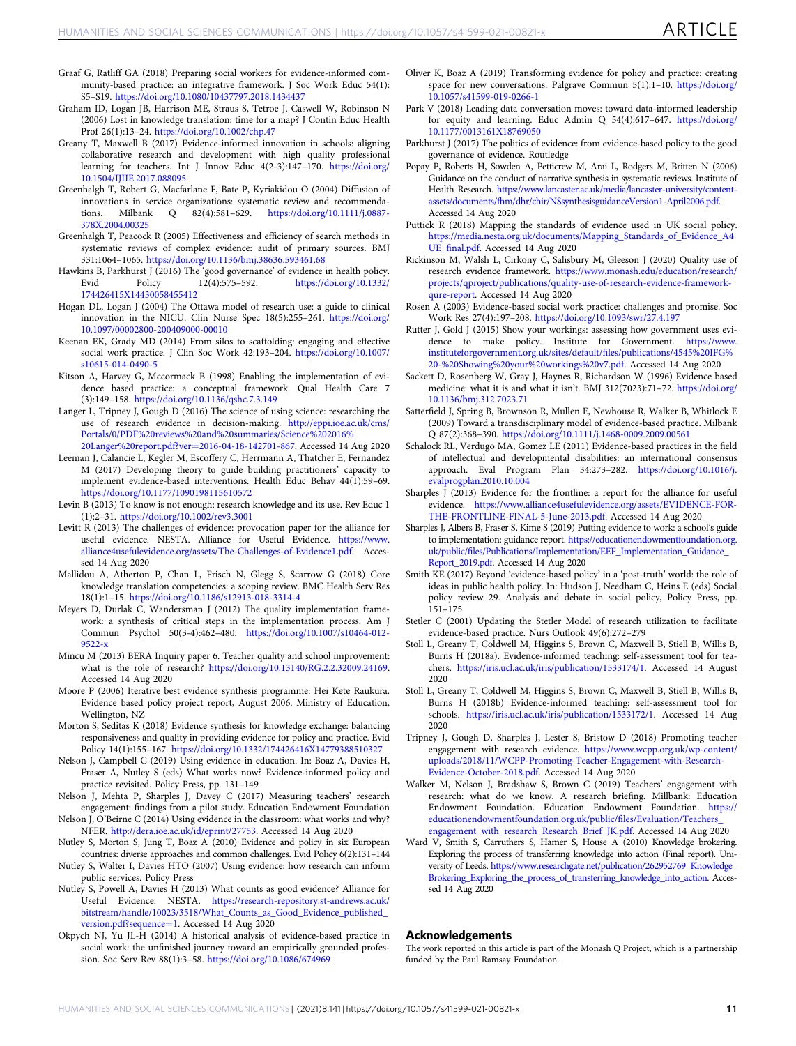Graaf G, Ratliff GA (2018) Preparing social workers for evidence-informed community-based practice: an integrative framework. J Soc Work Educ 54(1): S5–S19. https://doi.org/10.1080/10437797.2018.1434437

Graham ID, Logan JB, Harrison ME, Straus S, Tetroe J, Caswell W, Robinson N (2006) Lost in knowledge translation: time for a map? J Contin Educ Health Prof 26(1):13–24. https://doi.org/10.1002/chp.47

Greany T, Maxwell B (2017) Evidence-informed innovation in schools: aligning collaborative research and development with high quality professional learning for teachers. Int J Innov Educ 4(2-3):147–170. https://doi.org/10.1504/IJIIE.2017.088095

Greenhalgh T, Robert G, Macfarlane F, Bate P, Kyriakidou O (2004) Diffusion of innovations in service organizations: systematic review and recommendations. Milbank Q 82(4):581–629. https://doi.org/10.1111/j.0887-378X.2004.00325

Greenhalgh T, Peacock R (2005) Effectiveness and efficiency of search methods in systematic reviews of complex evidence: audit of primary sources. BMJ 331:1064–1065. https://doi.org/10.1136/bmj.38636.593461.68

Hawkins B, Parkhurst J (2016) The 'good governance' of evidence in health policy. Evid Policy 12(4):575–592. https://doi.org/10.1332/174426415X14430058455412

Hogan DL, Logan J (2004) The Ottawa model of research use: a guide to clinical innovation in the NICU. Clin Nurse Spec 18(5):255–261. https://doi.org/10.1097/00002800-200409000-00010

Keenan EK, Grady MD (2014) From silos to scaffolding: engaging and effective social work practice. J Clin Soc Work 42:193–204. https://doi.org/10.1007/s10615-014-0490-5

Kitson A, Harvey G, Mccormack B (1998) Enabling the implementation of evidence based practice: a conceptual framework. Qual Health Care 7 (3):149–158. https://doi.org/10.1136/qshc.7.3.149

Langer L, Tripney J, Gough D (2016) The science of using science: researching the use of research evidence in decision-making. http://eppi.ioe.ac.uk/cms/Portals/0/PDF%20reviews%20and%20summaries/Science%202016%20Langer%20report.pdf?ver=2016-04-18-142701-867. Accessed 14 Aug 2020

Leeman J, Calancie L, Kegler M, Escoffery C, Herrmann A, Thatcher E, Fernandez M (2017) Developing theory to guide building practitioners' capacity to implement evidence-based interventions. Health Educ Behav 44(1):59–69. https://doi.org/10.1177/1090198115610572

Levin B (2013) To know is not enough: research knowledge and its use. Rev Educ 1 (1):2–31. https://doi.org/10.1002/rev3.3001

Levitt R (2013) The challenges of evidence: provocation paper for the alliance for useful evidence. NESTA. Alliance for Useful Evidence. https://www.alliance4usefulevidence.org/assets/The-Challenges-of-Evidence1.pdf. Accessed 14 Aug 2020

Mallidou A, Atherton P, Chan L, Frisch N, Glegg S, Scarrow G (2018) Core knowledge translation competencies: a scoping review. BMC Health Serv Res 18(1):1–15. https://doi.org/10.1186/s12913-018-3314-4

Meyers D, Durlak C, Wandersman J (2012) The quality implementation framework: a synthesis of critical steps in the implementation process. Am J Commun Psychol 50(3-4):462–480. https://doi.org/10.1007/s10464-012-9522-x

Mincu M (2013) BERA Inquiry paper 6. Teacher quality and school improvement: what is the role of research? https://doi.org/10.13140/RG.2.2.32009.24169. Accessed 14 Aug 2020

Moore P (2006) Iterative best evidence synthesis programme: Hei Kete Raukura. Evidence based policy project report, August 2006. Ministry of Education, Wellington, NZ

Morton S, Seditas K (2018) Evidence synthesis for knowledge exchange: balancing responsiveness and quality in providing evidence for policy and practice. Evid Policy 14(1):155–167. https://doi.org/10.1332/174426416X14779388510327

Nelson J, Campbell C (2019) Using evidence in education. In: Boaz A, Davies H, Fraser A, Nutley S (eds) What works now? Evidence-informed policy and practice revisited. Policy Press, pp. 131–149

Nelson J, Mehta P, Sharples J, Davey C (2017) Measuring teachers' research engagement: findings from a pilot study. Education Endowment Foundation

Nelson J, O'Beirne C (2014) Using evidence in the classroom: what works and why? NFER. http://dera.ioe.ac.uk/id/eprint/27753. Accessed 14 Aug 2020

Nutley S, Morton S, Jung T, Boaz A (2010) Evidence and policy in six European countries: diverse approaches and common challenges. Evid Policy 6(2):131–144

Nutley S, Walter I, Davies HTO (2007) Using evidence: how research can inform public services. Policy Press

Nutley S, Powell A, Davies H (2013) What counts as good evidence? Alliance for Useful Evidence. NESTA. https://research-repository.st-andrews.ac.uk/bitstream/handle/10023/3518/What_Counts_as_Good_Evidence_published_version.pdf?sequence=1. Accessed 14 Aug 2020

Okpych NJ, Yu JL-H (2014) A historical analysis of evidence-based practice in social work: the unfinished journey toward an empirically grounded profession. Soc Serv Rev 88(1):3–58. https://doi.org/10.1086/674969

Oliver K, Boaz A (2019) Transforming evidence for policy and practice: creating space for new conversations. Palgrave Commun 5(1):1–10. https://doi.org/10.1057/s41599-019-0266-1

Park V (2018) Leading data conversation moves: toward data-informed leadership for equity and learning. Educ Admin Q 54(4):617–647. https://doi.org/10.1177/0013161X18769050

Parkhurst J (2017) The politics of evidence: from evidence-based policy to the good governance of evidence. Routledge

Popay P, Roberts H, Sowden A, Petticrew M, Arai L, Rodgers M, Britten N (2006) Guidance on the conduct of narrative synthesis in systematic reviews. Institute of Health Research. https://www.lancaster.ac.uk/media/lancaster-university/content-assets/documents/fhm/dhr/chir/NSsynthesisguidanceVersion1-April2006.pdf. Accessed 14 Aug 2020

Puttick R (2018) Mapping the standards of evidence used in UK social policy. https://media.nesta.org.uk/documents/Mapping_Standards_of_Evidence_A4UE_final.pdf. Accessed 14 Aug 2020

Rickinson M, Walsh L, Cirkony C, Salisbury M, Gleeson J (2020) Quality use of research evidence framework. https://www.monash.edu/education/research/projects/qproject/publications/quality-use-of-research-evidence-framework-qure-report. Accessed 14 Aug 2020

Rosen A (2003) Evidence-based social work practice: challenges and promise. Soc Work Res 27(4):197–208. https://doi.org/10.1093/swr/27.4.197

Rutter J, Gold J (2015) Show your workings: assessing how government uses evidence to make policy. Institute for Government. https://www.instituteforgovernment.org.uk/sites/default/files/publications/4545%20IFG%20-%20Showing%20your%20workings%20v7.pdf. Accessed 14 Aug 2020

Sackett D, Rosenberg W, Gray J, Haynes R, Richardson W (1996) Evidence based medicine: what it is and what it isn't. BMJ 312(7023):71–72. https://doi.org/10.1136/bmj.312.7023.71

Satterfield J, Spring B, Brownson R, Mullen E, Newhouse R, Walker B, Whitlock E (2009) Toward a transdisciplinary model of evidence-based practice. Milbank Q 87(2):368–390. https://doi.org/10.1111/j.1468-0009.2009.00561

Schalock RL, Verdugo MA, Gomez LE (2011) Evidence-based practices in the field of intellectual and developmental disabilities: an international consensus approach. Eval Program Plan 34:273–282. https://doi.org/10.1016/j.evalprogplan.2010.10.004

Sharples J (2013) Evidence for the frontline: a report for the alliance for useful evidence. https://www.alliance4usefulevidence.org/assets/EVIDENCE-FOR-THE-FRONTLINE-FINAL-5-June-2013.pdf. Accessed 14 Aug 2020

Sharples J, Albers B, Fraser S, Kime S (2019) Putting evidence to work: a school's guide to implementation: guidance report. https://educationendowmentfoundation.org.uk/public/files/Publications/Implementation/EEF_Implementation_Guidance_Report_2019.pdf. Accessed 14 Aug 2020

Smith KE (2017) Beyond 'evidence-based policy' in a 'post-truth' world: the role of ideas in public health policy. In: Hudson J, Needham C, Heins E (eds) Social policy review 29. Analysis and debate in social policy, Policy Press, pp. 151–175

Stetler C (2001) Updating the Stetler Model of research utilization to facilitate evidence-based practice. Nurs Outlook 49(6):272–279

Stoll L, Greany T, Coldwell M, Higgins S, Brown C, Maxwell B, Stiell B, Willis B, Burns H (2018a). Evidence-informed teaching: self-assessment tool for teachers. https://iris.ucl.ac.uk/iris/publication/1533174/1. Accessed 14 August 2020

Stoll L, Greany T, Coldwell M, Higgins S, Brown C, Maxwell B, Stiell B, Willis B, Burns H (2018b) Evidence-informed teaching: self-assessment tool for schools. https://iris.ucl.ac.uk/iris/publication/1533172/1. Accessed 14 Aug 2020

Tripney J, Gough D, Sharples J, Lester S, Bristow D (2018) Promoting teacher engagement with research evidence. https://www.wcpp.org.uk/wp-content/uploads/2018/11/WCPP-Promoting-Teacher-Engagement-with-Research-Evidence-October-2018.pdf. Accessed 14 Aug 2020

Walker M, Nelson J, Bradshaw S, Brown C (2019) Teachers' engagement with research: what do we know. A research briefing. Millbank: Education Endowment Foundation. Education Endowment Foundation. https://educationendowmentfoundation.org.uk/public/files/Evaluation/Teachers_engagement_with_research_Research_Brief_JK.pdf. Accessed 14 Aug 2020

Ward V, Smith S, Carruthers S, Hamer S, House A (2010) Knowledge brokering. Exploring the process of transferring knowledge into action (Final report). University of Leeds. https://www.researchgate.net/publication/262952769_Knowledge_Brokering_Exploring_the_process_of_transferring_knowledge_into_action. Accessed 14 Aug 2020

## Acknowledgements

The work reported in this article is part of the Monash Q Project, which is a partnership funded by the Paul Ramsay Foundation.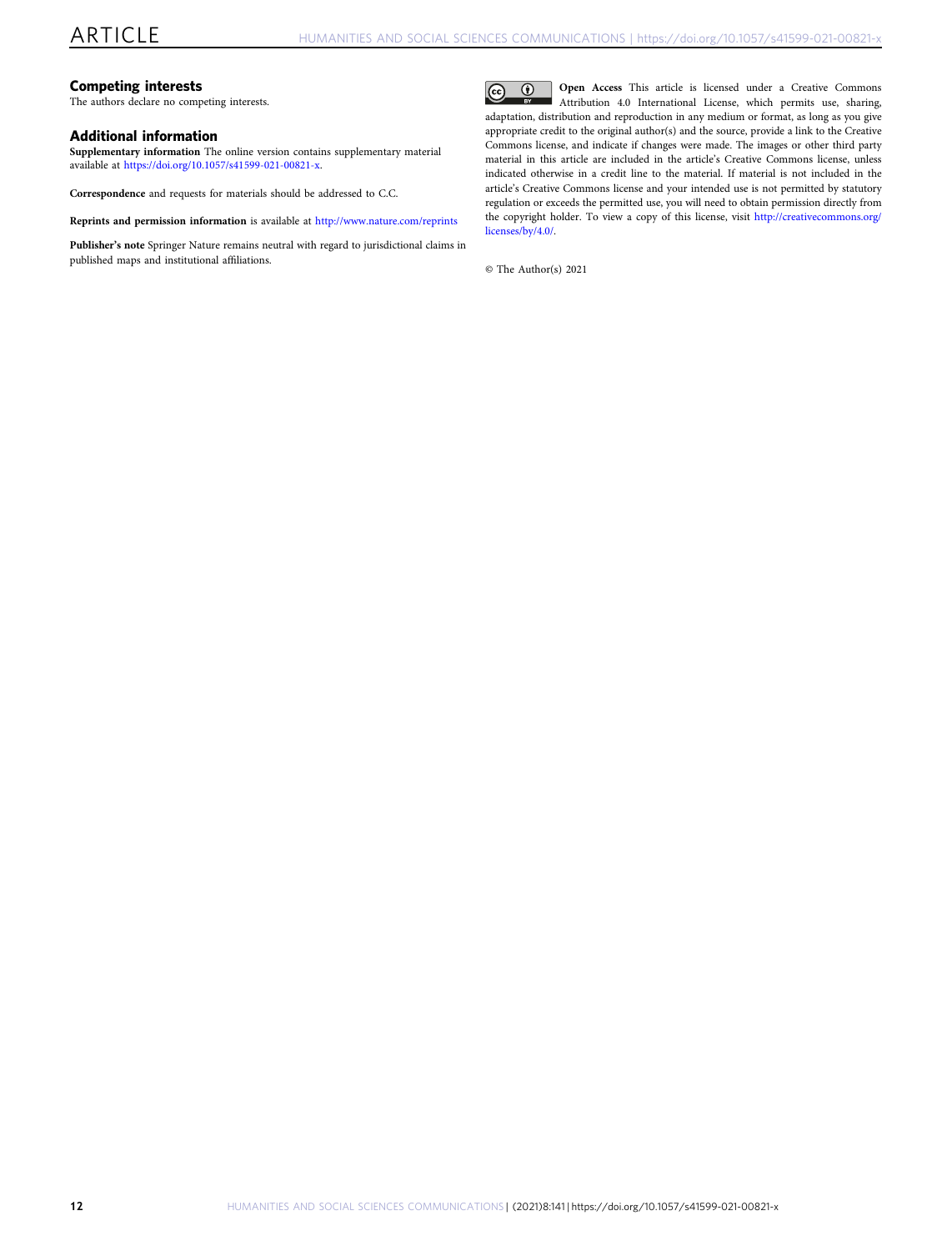## Competing interests

The authors declare no competing interests.

## Additional information

**Supplementary information** The online version contains supplementary material available at https://doi.org/10.1057/s41599-021-00821-x.

**Correspondence** and requests for materials should be addressed to C.C.

**Reprints and permission information** is available at http://www.nature.com/reprints

**Publisher's note** Springer Nature remains neutral with regard to jurisdictional claims in published maps and institutional affiliations.

**Open Access** This article is licensed under a Creative Commons Attribution 4.0 International License, which permits use, sharing, adaptation, distribution and reproduction in any medium or format, as long as you give appropriate credit to the original author(s) and the source, provide a link to the Creative Commons license, and indicate if changes were made. The images or other third party material in this article are included in the article's Creative Commons license, unless indicated otherwise in a credit line to the material. If material is not included in the article's Creative Commons license and your intended use is not permitted by statutory regulation or exceeds the permitted use, you will need to obtain permission directly from the copyright holder. To view a copy of this license, visit http://creativecommons.org/licenses/by/4.0/.

© The Author(s) 2021